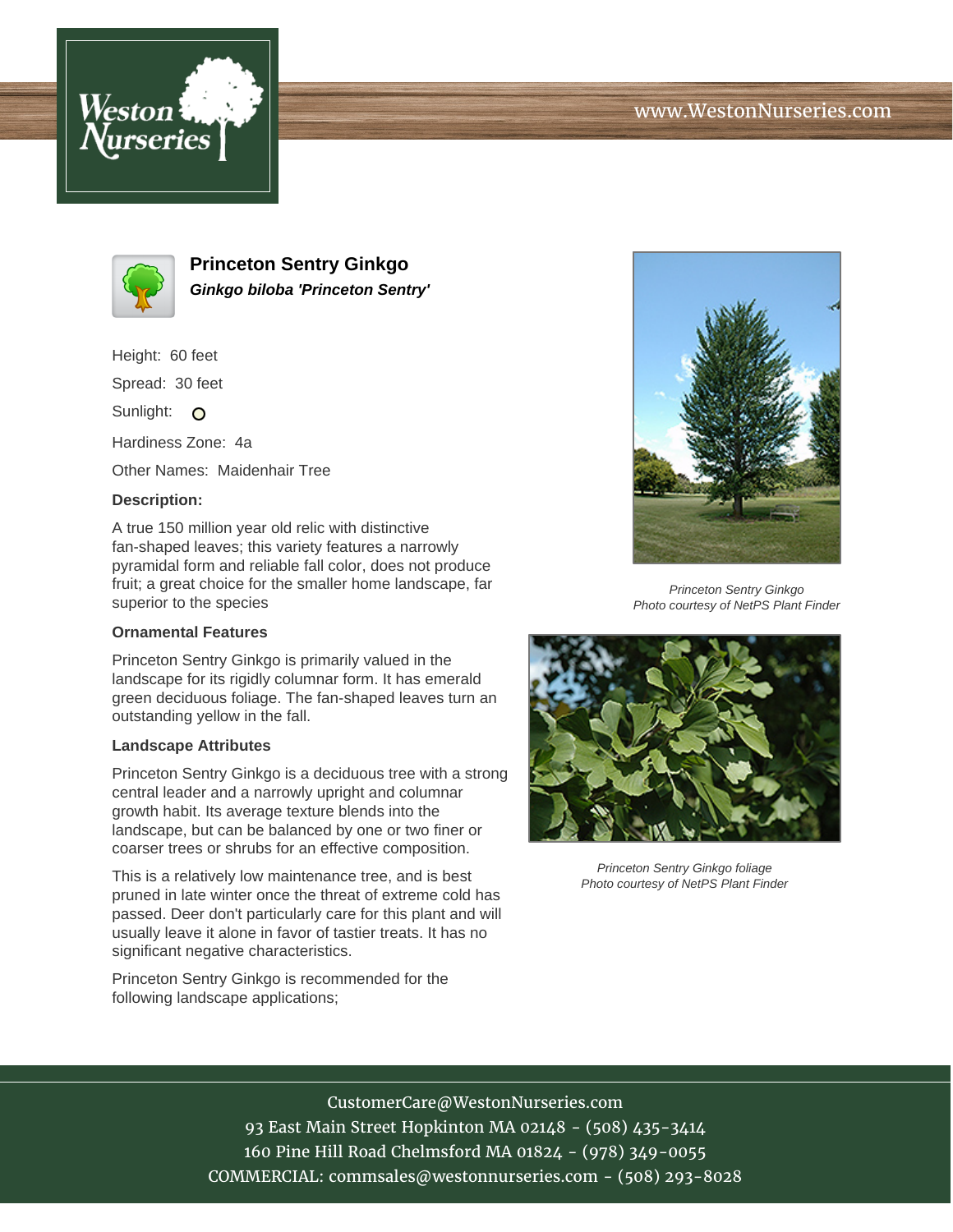# Princeton Sentry Ginkgo

***Ginkgo biloba 'Princeton Sentry'***

Height: 60 feet

Spread: 30 feet

Sunlight: O

Hardiness Zone: 4a

Other Names: Maidenhair Tree

**Description:**

A true 150 million year old relic with distinctive fan-shaped leaves; this variety features a narrowly pyramidal form and reliable fall color, does not produce fruit; a great choice for the smaller home landscape, far superior to the species

*Princeton Sentry Ginkgo*
*Photo courtesy of NetPS Plant Finder*

### Ornamental Features

Princeton Sentry Ginkgo is primarily valued in the landscape for its rigidly columnar form. It has emerald green deciduous foliage. The fan-shaped leaves turn an outstanding yellow in the fall.

*Princeton Sentry Ginkgo foliage*
*Photo courtesy of NetPS Plant Finder*

### Landscape Attributes

Princeton Sentry Ginkgo is a deciduous tree with a strong central leader and a narrowly upright and columnar growth habit. Its average texture blends into the landscape, but can be balanced by one or two finer or coarser trees or shrubs for an effective composition.

This is a relatively low maintenance tree, and is best pruned in late winter once the threat of extreme cold has passed. Deer don't particularly care for this plant and will usually leave it alone in favor of tastier treats. It has no significant negative characteristics.

Princeton Sentry Ginkgo is recommended for the following landscape applications;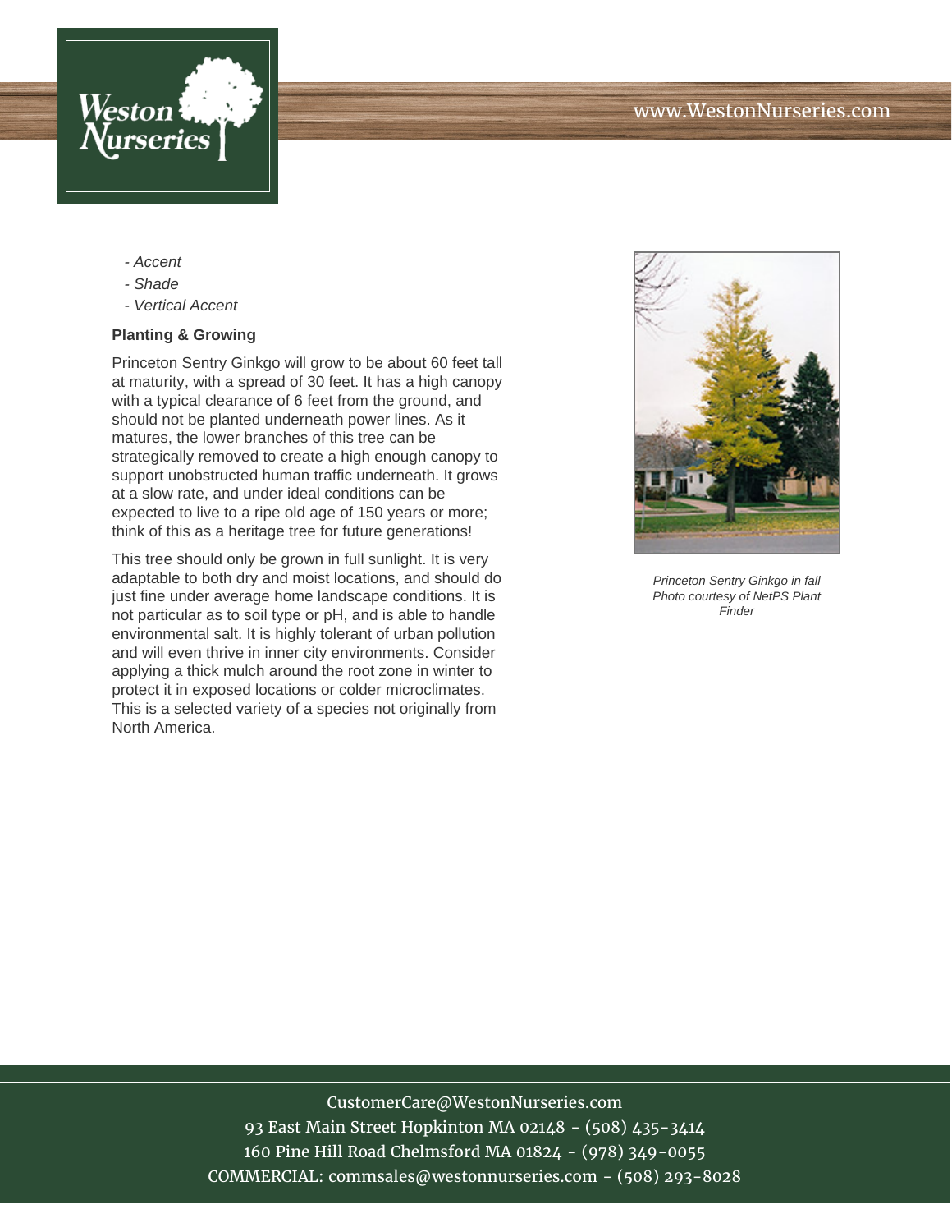- *Accent*
- *Shade*
- *Vertical Accent*

**Planting & Growing**

Princeton Sentry Ginkgo will grow to be about 60 feet tall at maturity, with a spread of 30 feet. It has a high canopy with a typical clearance of 6 feet from the ground, and should not be planted underneath power lines. As it matures, the lower branches of this tree can be strategically removed to create a high enough canopy to support unobstructed human traffic underneath. It grows at a slow rate, and under ideal conditions can be expected to live to a ripe old age of 150 years or more; think of this as a heritage tree for future generations!

This tree should only be grown in full sunlight. It is very adaptable to both dry and moist locations, and should do just fine under average home landscape conditions. It is not particular as to soil type or pH, and is able to handle environmental salt. It is highly tolerant of urban pollution and will even thrive in inner city environments. Consider applying a thick mulch around the root zone in winter to protect it in exposed locations or colder microclimates. This is a selected variety of a species not originally from North America.

*Princeton Sentry Ginkgo in fall*
*Photo courtesy of NetPS Plant Finder*

CustomerCare@WestonNurseries.com
93 East Main Street Hopkinton MA 02148 - (508) 435-3414
160 Pine Hill Road Chelmsford MA 01824 - (978) 349-0055
COMMERCIAL: commsales@westonnurseries.com - (508) 293-8028